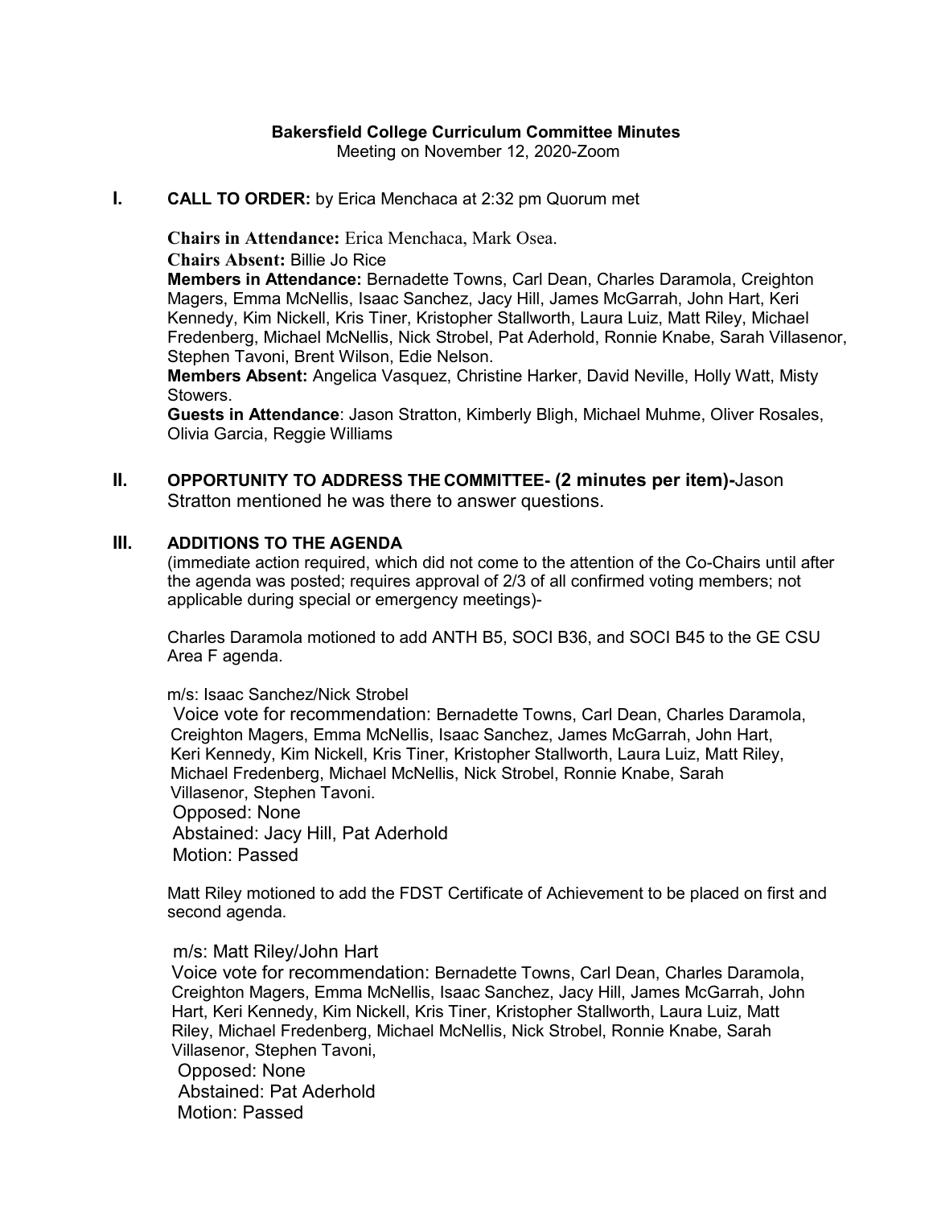**Bakersfield College Curriculum Committee Minutes**
Meeting on November 12, 2020-Zoom

## I. CALL TO ORDER: by Erica Menchaca at 2:32 pm Quorum met

**Chairs in Attendance:** Erica Menchaca, Mark Osea.
**Chairs Absent:** Billie Jo Rice
**Members in Attendance:** Bernadette Towns, Carl Dean, Charles Daramola, Creighton Magers, Emma McNellis, Isaac Sanchez, Jacy Hill, James McGarrah, John Hart, Keri Kennedy, Kim Nickell, Kris Tiner, Kristopher Stallworth, Laura Luiz, Matt Riley, Michael Fredenberg, Michael McNellis, Nick Strobel, Pat Aderhold, Ronnie Knabe, Sarah Villasenor, Stephen Tavoni, Brent Wilson, Edie Nelson.
**Members Absent:** Angelica Vasquez, Christine Harker, David Neville, Holly Watt, Misty Stowers.
**Guests in Attendance**: Jason Stratton, Kimberly Bligh, Michael Muhme, Oliver Rosales, Olivia Garcia, Reggie Williams

## II. OPPORTUNITY TO ADDRESS THE COMMITTEE- (2 minutes per item)-Jason Stratton mentioned he was there to answer questions.

## III. ADDITIONS TO THE AGENDA

(immediate action required, which did not come to the attention of the Co-Chairs until after the agenda was posted; requires approval of 2/3 of all confirmed voting members; not applicable during special or emergency meetings)-

Charles Daramola motioned to add ANTH B5, SOCI B36, and SOCI B45 to the GE CSU Area F agenda.

m/s: Isaac Sanchez/Nick Strobel
Voice vote for recommendation: Bernadette Towns, Carl Dean, Charles Daramola, Creighton Magers, Emma McNellis, Isaac Sanchez, James McGarrah, John Hart, Keri Kennedy, Kim Nickell, Kris Tiner, Kristopher Stallworth, Laura Luiz, Matt Riley, Michael Fredenberg, Michael McNellis, Nick Strobel, Ronnie Knabe, Sarah Villasenor, Stephen Tavoni.
Opposed: None
Abstained: Jacy Hill, Pat Aderhold
Motion: Passed

Matt Riley motioned to add the FDST Certificate of Achievement to be placed on first and second agenda.

m/s: Matt Riley/John Hart
Voice vote for recommendation: Bernadette Towns, Carl Dean, Charles Daramola, Creighton Magers, Emma McNellis, Isaac Sanchez, Jacy Hill, James McGarrah, John Hart, Keri Kennedy, Kim Nickell, Kris Tiner, Kristopher Stallworth, Laura Luiz, Matt Riley, Michael Fredenberg, Michael McNellis, Nick Strobel, Ronnie Knabe, Sarah Villasenor, Stephen Tavoni,
Opposed: None
Abstained: Pat Aderhold
Motion: Passed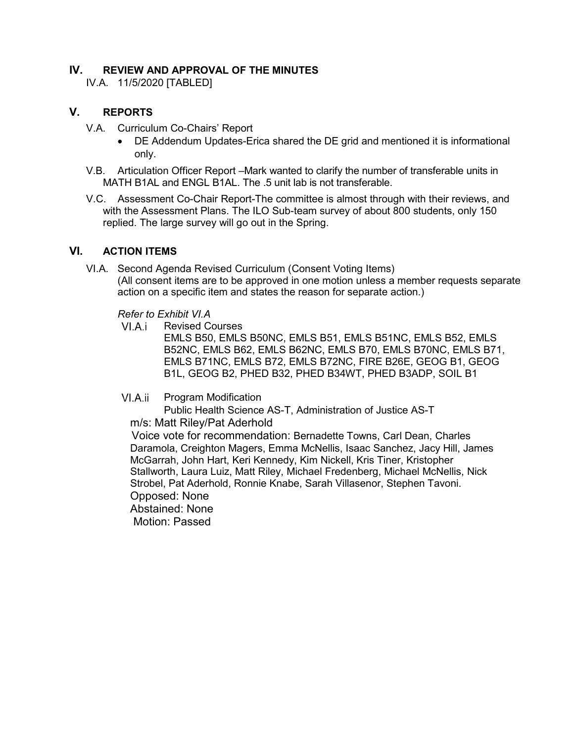## IV. REVIEW AND APPROVAL OF THE MINUTES

IV.A. 11/5/2020 [TABLED]

## V. REPORTS

V.A. Curriculum Co-Chairs' Report

- DE Addendum Updates-Erica shared the DE grid and mentioned it is informational only.

V.B. Articulation Officer Report –Mark wanted to clarify the number of transferable units in MATH B1AL and ENGL B1AL. The .5 unit lab is not transferable.

V.C. Assessment Co-Chair Report-The committee is almost through with their reviews, and with the Assessment Plans. The ILO Sub-team survey of about 800 students, only 150 replied. The large survey will go out in the Spring.

## VI. ACTION ITEMS

VI.A. Second Agenda Revised Curriculum (Consent Voting Items)
(All consent items are to be approved in one motion unless a member requests separate action on a specific item and states the reason for separate action.)

*Refer to Exhibit VI.A*

VI.A.i Revised Courses
EMLS B50, EMLS B50NC, EMLS B51, EMLS B51NC, EMLS B52, EMLS B52NC, EMLS B62, EMLS B62NC, EMLS B70, EMLS B70NC, EMLS B71, EMLS B71NC, EMLS B72, EMLS B72NC, FIRE B26E, GEOG B1, GEOG B1L, GEOG B2, PHED B32, PHED B34WT, PHED B3ADP, SOIL B1

VI.A.ii Program Modification
Public Health Science AS-T, Administration of Justice AS-T

m/s: Matt Riley/Pat Aderhold

Voice vote for recommendation: Bernadette Towns, Carl Dean, Charles Daramola, Creighton Magers, Emma McNellis, Isaac Sanchez, Jacy Hill, James McGarrah, John Hart, Keri Kennedy, Kim Nickell, Kris Tiner, Kristopher Stallworth, Laura Luiz, Matt Riley, Michael Fredenberg, Michael McNellis, Nick Strobel, Pat Aderhold, Ronnie Knabe, Sarah Villasenor, Stephen Tavoni.

Opposed: None

Abstained: None

Motion: Passed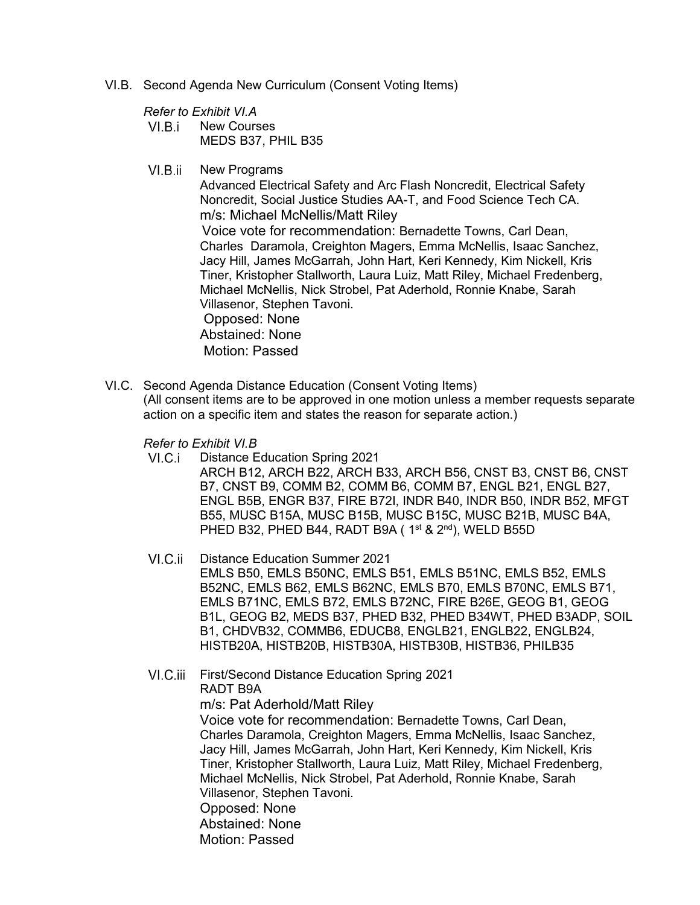VI.B. Second Agenda New Curriculum (Consent Voting Items)

*Refer to Exhibit VI.A*

VI.B.i New Courses
MEDS B37, PHIL B35

VI.B.ii New Programs
Advanced Electrical Safety and Arc Flash Noncredit, Electrical Safety Noncredit, Social Justice Studies AA-T, and Food Science Tech CA.
m/s: Michael McNellis/Matt Riley
Voice vote for recommendation: Bernadette Towns, Carl Dean, Charles Daramola, Creighton Magers, Emma McNellis, Isaac Sanchez, Jacy Hill, James McGarrah, John Hart, Keri Kennedy, Kim Nickell, Kris Tiner, Kristopher Stallworth, Laura Luiz, Matt Riley, Michael Fredenberg, Michael McNellis, Nick Strobel, Pat Aderhold, Ronnie Knabe, Sarah Villasenor, Stephen Tavoni.
Opposed: None
Abstained: None
Motion: Passed

VI.C. Second Agenda Distance Education (Consent Voting Items)
(All consent items are to be approved in one motion unless a member requests separate action on a specific item and states the reason for separate action.)

*Refer to Exhibit VI.B*

VI.C.i Distance Education Spring 2021
ARCH B12, ARCH B22, ARCH B33, ARCH B56, CNST B3, CNST B6, CNST B7, CNST B9, COMM B2, COMM B6, COMM B7, ENGL B21, ENGL B27, ENGL B5B, ENGR B37, FIRE B72I, INDR B40, INDR B50, INDR B52, MFGT B55, MUSC B15A, MUSC B15B, MUSC B15C, MUSC B21B, MUSC B4A, PHED B32, PHED B44, RADT B9A ( 1st & 2nd), WELD B55D

VI.C.ii Distance Education Summer 2021
EMLS B50, EMLS B50NC, EMLS B51, EMLS B51NC, EMLS B52, EMLS B52NC, EMLS B62, EMLS B62NC, EMLS B70, EMLS B70NC, EMLS B71, EMLS B71NC, EMLS B72, EMLS B72NC, FIRE B26E, GEOG B1, GEOG B1L, GEOG B2, MEDS B37, PHED B32, PHED B34WT, PHED B3ADP, SOIL B1, CHDVB32, COMMB6, EDUCB8, ENGLB21, ENGLB22, ENGLB24, HISTB20A, HISTB20B, HISTB30A, HISTB30B, HISTB36, PHILB35

VI.C.iii First/Second Distance Education Spring 2021
RADT B9A
m/s: Pat Aderhold/Matt Riley
Voice vote for recommendation: Bernadette Towns, Carl Dean, Charles Daramola, Creighton Magers, Emma McNellis, Isaac Sanchez, Jacy Hill, James McGarrah, John Hart, Keri Kennedy, Kim Nickell, Kris Tiner, Kristopher Stallworth, Laura Luiz, Matt Riley, Michael Fredenberg, Michael McNellis, Nick Strobel, Pat Aderhold, Ronnie Knabe, Sarah Villasenor, Stephen Tavoni.
Opposed: None
Abstained: None
Motion: Passed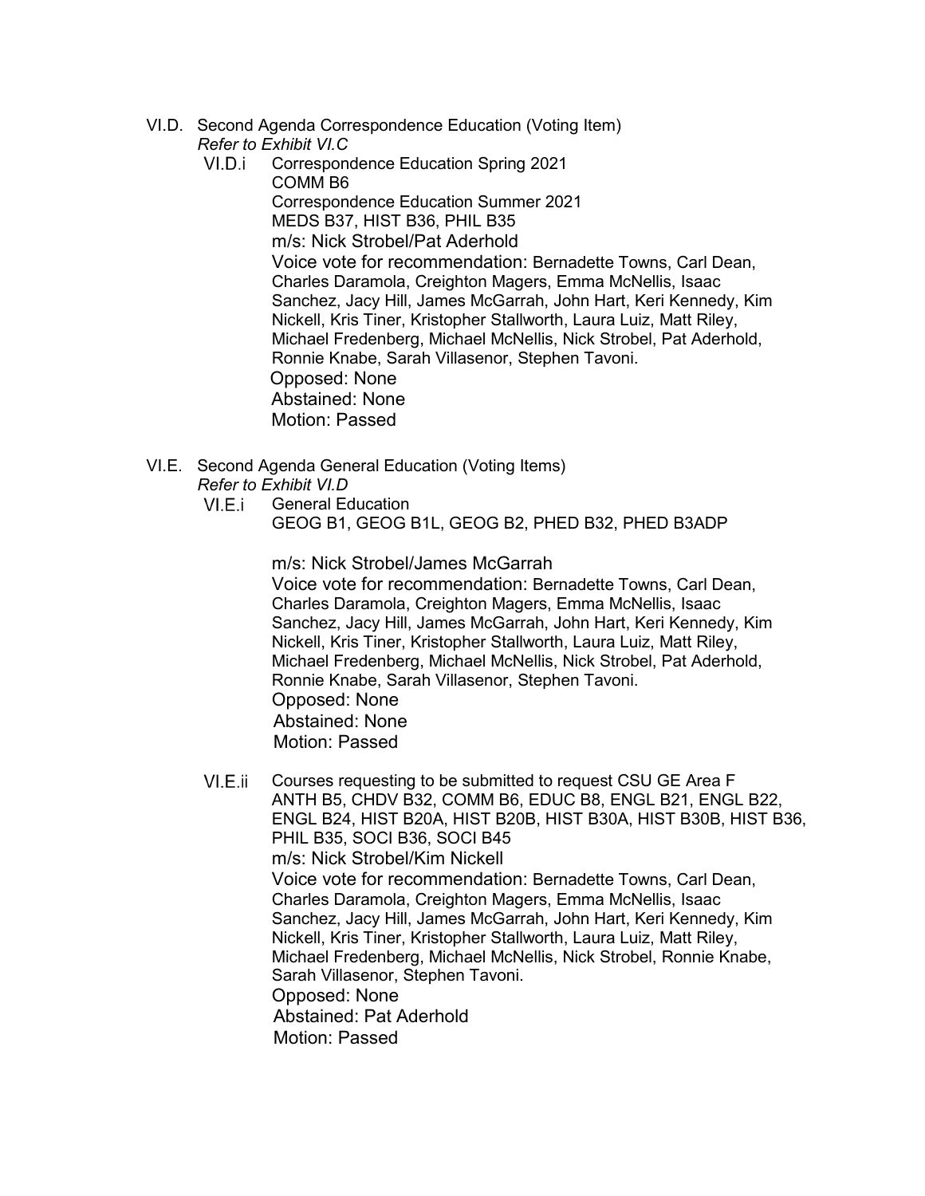VI.D. Second Agenda Correspondence Education (Voting Item)
*Refer to Exhibit VI.C*

VI.D.i Correspondence Education Spring 2021
COMM B6
Correspondence Education Summer 2021
MEDS B37, HIST B36, PHIL B35
m/s: Nick Strobel/Pat Aderhold
Voice vote for recommendation: Bernadette Towns, Carl Dean, Charles Daramola, Creighton Magers, Emma McNellis, Isaac Sanchez, Jacy Hill, James McGarrah, John Hart, Keri Kennedy, Kim Nickell, Kris Tiner, Kristopher Stallworth, Laura Luiz, Matt Riley, Michael Fredenberg, Michael McNellis, Nick Strobel, Pat Aderhold, Ronnie Knabe, Sarah Villasenor, Stephen Tavoni.
Opposed: None
Abstained: None
Motion: Passed

VI.E. Second Agenda General Education (Voting Items)
*Refer to Exhibit VI.D*

VI.E.i General Education
GEOG B1, GEOG B1L, GEOG B2, PHED B32, PHED B3ADP

m/s: Nick Strobel/James McGarrah
Voice vote for recommendation: Bernadette Towns, Carl Dean, Charles Daramola, Creighton Magers, Emma McNellis, Isaac Sanchez, Jacy Hill, James McGarrah, John Hart, Keri Kennedy, Kim Nickell, Kris Tiner, Kristopher Stallworth, Laura Luiz, Matt Riley, Michael Fredenberg, Michael McNellis, Nick Strobel, Pat Aderhold, Ronnie Knabe, Sarah Villasenor, Stephen Tavoni.
Opposed: None
Abstained: None
Motion: Passed

VI.E.ii Courses requesting to be submitted to request CSU GE Area F
ANTH B5, CHDV B32, COMM B6, EDUC B8, ENGL B21, ENGL B22, ENGL B24, HIST B20A, HIST B20B, HIST B30A, HIST B30B, HIST B36, PHIL B35, SOCI B36, SOCI B45
m/s: Nick Strobel/Kim Nickell
Voice vote for recommendation: Bernadette Towns, Carl Dean, Charles Daramola, Creighton Magers, Emma McNellis, Isaac Sanchez, Jacy Hill, James McGarrah, John Hart, Keri Kennedy, Kim Nickell, Kris Tiner, Kristopher Stallworth, Laura Luiz, Matt Riley, Michael Fredenberg, Michael McNellis, Nick Strobel, Ronnie Knabe, Sarah Villasenor, Stephen Tavoni.
Opposed: None
Abstained: Pat Aderhold
Motion: Passed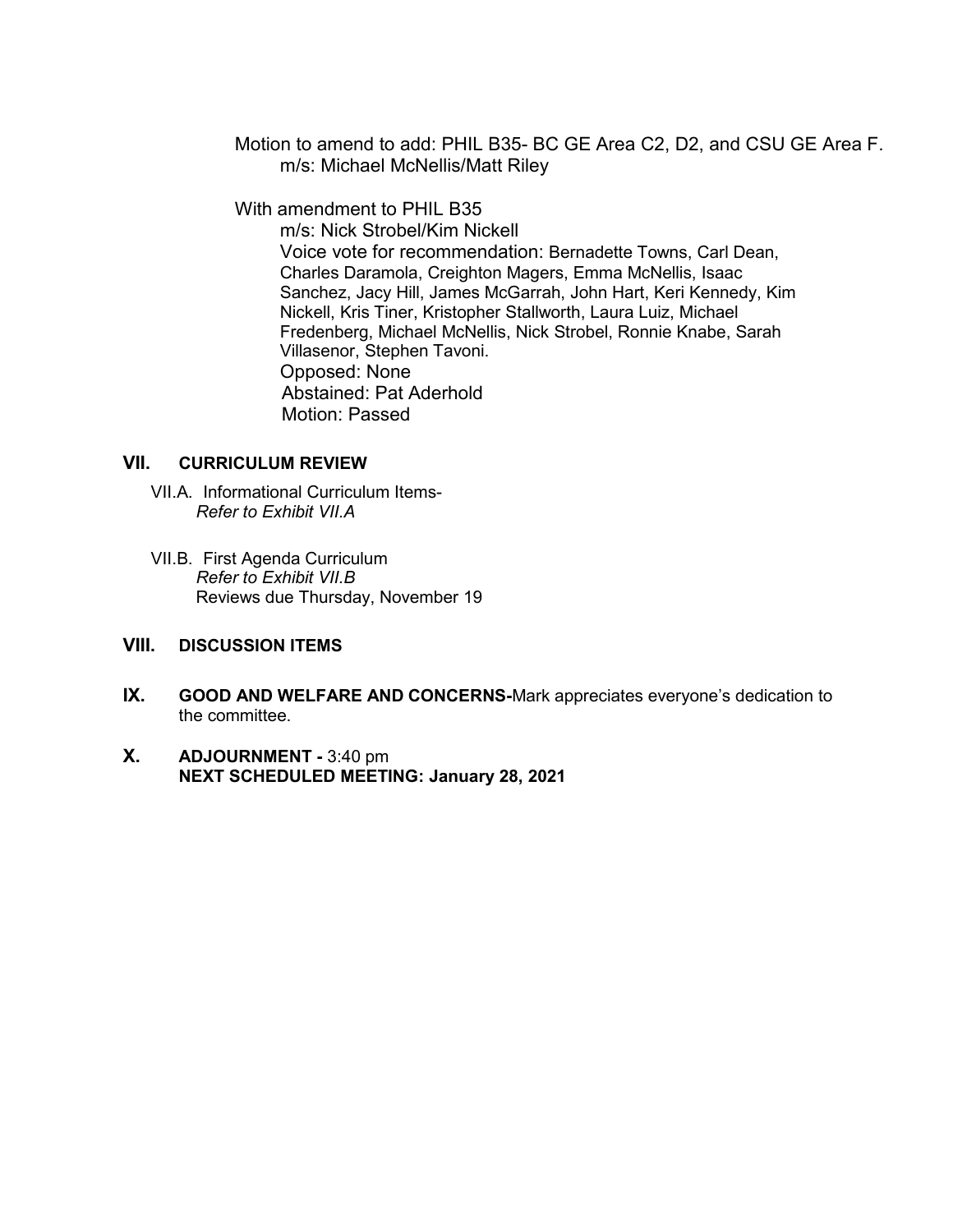Motion to amend to add: PHIL B35- BC GE Area C2, D2, and CSU GE Area F.
m/s: Michael McNellis/Matt Riley

With amendment to PHIL B35
m/s: Nick Strobel/Kim Nickell
Voice vote for recommendation: Bernadette Towns, Carl Dean, Charles Daramola, Creighton Magers, Emma McNellis, Isaac Sanchez, Jacy Hill, James McGarrah, John Hart, Keri Kennedy, Kim Nickell, Kris Tiner, Kristopher Stallworth, Laura Luiz, Michael Fredenberg, Michael McNellis, Nick Strobel, Ronnie Knabe, Sarah Villasenor, Stephen Tavoni.
Opposed: None
Abstained: Pat Aderhold
Motion: Passed

## VII. CURRICULUM REVIEW

VII.A. Informational Curriculum Items-
*Refer to Exhibit VII.A*

VII.B. First Agenda Curriculum
*Refer to Exhibit VII.B*
Reviews due Thursday, November 19

## VIII. DISCUSSION ITEMS

## IX. GOOD AND WELFARE AND CONCERNS-

Mark appreciates everyone's dedication to the committee.

## X. ADJOURNMENT - 3:40 pm

**NEXT SCHEDULED MEETING: January 28, 2021**